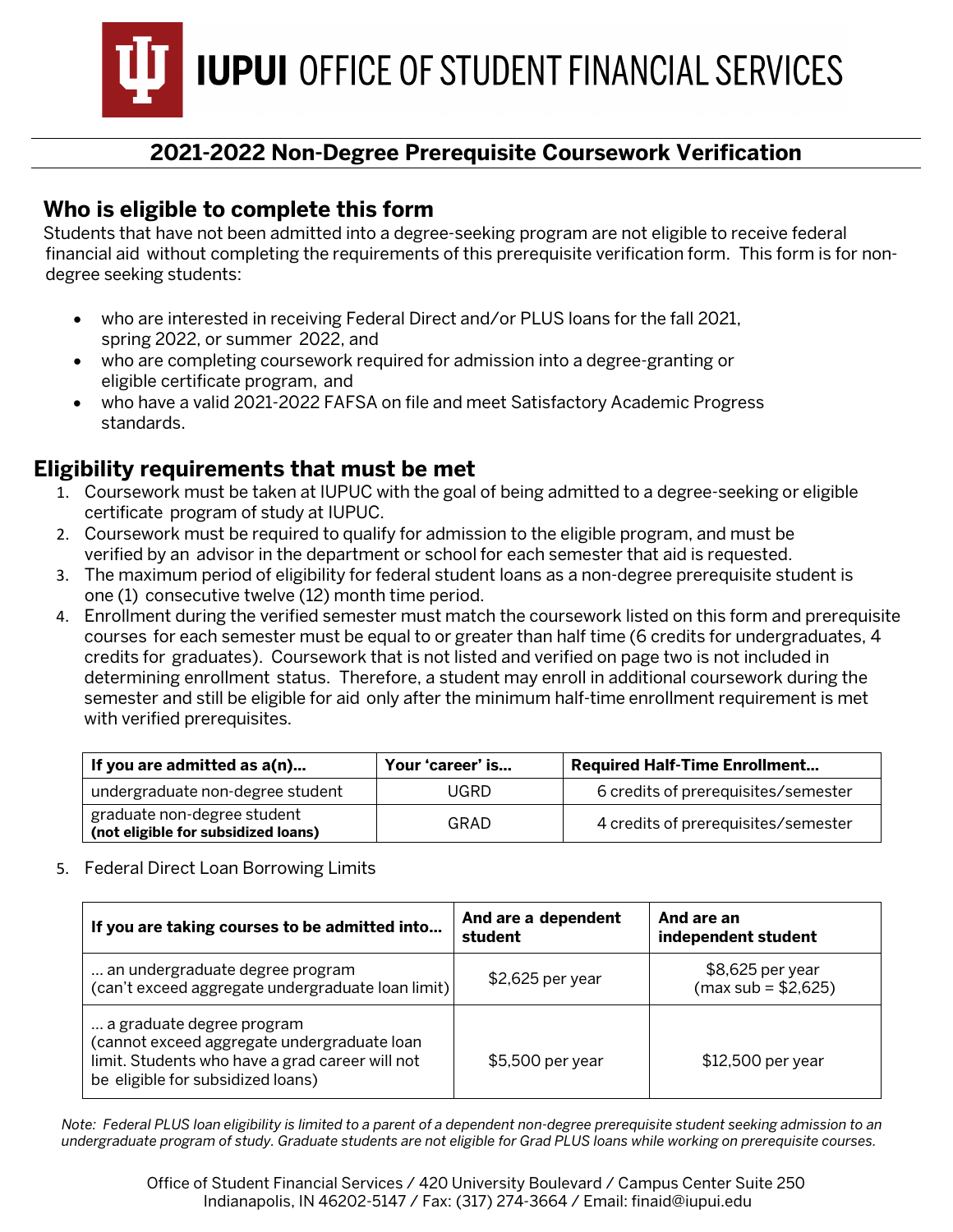# IUPUI OFFICE OF STUDENT FINANCIAL SERVICES

## 2021-2022 Non-Degree Prerequisite Coursework Verification

### Who is eligible to complete this form

Students that have not been admitted into a degree-seeking program are not eligible to receive federal financial aid without completing the requirements of this prerequisite verification form. This form is for non-degree seeking students:

- who are interested in receiving Federal Direct and/or PLUS loans for the fall 2021, spring 2022, or summer 2022, and
- who are completing coursework required for admission into a degree-granting or eligible certificate program, and
- who have a valid 2021-2022 FAFSA on file and meet Satisfactory Academic Progress standards.

### Eligibility requirements that must be met

1. Coursework must be taken at IUPUC with the goal of being admitted to a degree-seeking or eligible certificate program of study at IUPUC.
2. Coursework must be required to qualify for admission to the eligible program, and must be verified by an advisor in the department or school for each semester that aid is requested.
3. The maximum period of eligibility for federal student loans as a non-degree prerequisite student is one (1) consecutive twelve (12) month time period.
4. Enrollment during the verified semester must match the coursework listed on this form and prerequisite courses for each semester must be equal to or greater than half time (6 credits for undergraduates, 4 credits for graduates). Coursework that is not listed and verified on page two is not included in determining enrollment status. Therefore, a student may enroll in additional coursework during the semester and still be eligible for aid only after the minimum half-time enrollment requirement is met with verified prerequisites.

| If you are admitted as a(n)... | Your 'career' is... | Required Half-Time Enrollment... |
|---|---|---|
| undergraduate non-degree student | UGRD | 6 credits of prerequisites/semester |
| graduate non-degree student **(not eligible for subsidized loans)** | GRAD | 4 credits of prerequisites/semester |

5. Federal Direct Loan Borrowing Limits

| If you are taking courses to be admitted into... | And are a dependent student | And are an independent student |
|---|---|---|
| ... an undergraduate degree program (can't exceed aggregate undergraduate loan limit) | $2,625 per year | $8,625 per year (max sub = $2,625) |
| ... a graduate degree program (cannot exceed aggregate undergraduate loan limit. Students who have a grad career will not be eligible for subsidized loans) | $5,500 per year | $12,500 per year |

*Note: Federal PLUS loan eligibility is limited to a parent of a dependent non-degree prerequisite student seeking admission to an undergraduate program of study. Graduate students are not eligible for Grad PLUS loans while working on prerequisite courses.*

Office of Student Financial Services / 420 University Boulevard / Campus Center Suite 250
Indianapolis, IN 46202-5147 / Fax: (317) 274-3664 / Email: finaid@iupui.edu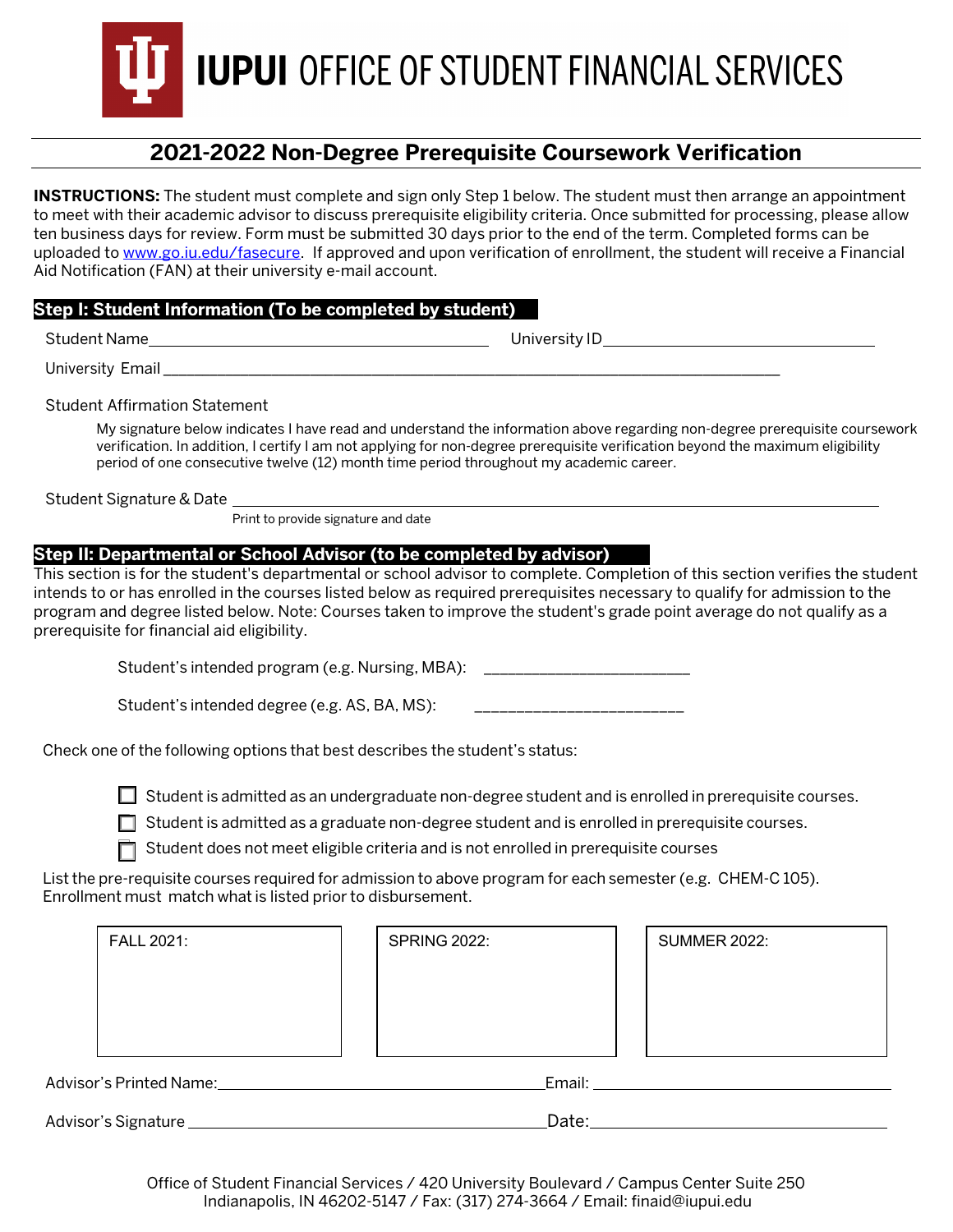**IUPUI OFFICE OF STUDENT FINANCIAL SERVICES**

# 2021-2022 Non-Degree Prerequisite Coursework Verification

**INSTRUCTIONS:** The student must complete and sign only Step 1 below. The student must then arrange an appointment to meet with their academic advisor to discuss prerequisite eligibility criteria. Once submitted for processing, please allow ten business days for review. Form must be submitted 30 days prior to the end of the term. Completed forms can be uploaded to www.go.iu.edu/fasecure. If approved and upon verification of enrollment, the student will receive a Financial Aid Notification (FAN) at their university e-mail account.

## Step I: Student Information (To be completed by student)

Student Name ______________________________ University ID ______________________________

University Email ____________________________________________________________

Student Affirmation Statement

My signature below indicates I have read and understand the information above regarding non-degree prerequisite coursework verification. In addition, I certify I am not applying for non-degree prerequisite verification beyond the maximum eligibility period of one consecutive twelve (12) month time period throughout my academic career.

Student Signature & Date ____________________________________________________________

Print to provide signature and date

## Step II: Departmental or School Advisor (to be completed by advisor)

This section is for the student's departmental or school advisor to complete. Completion of this section verifies the student intends to or has enrolled in the courses listed below as required prerequisites necessary to qualify for admission to the program and degree listed below. Note: Courses taken to improve the student's grade point average do not qualify as a prerequisite for financial aid eligibility.

Student's intended program (e.g. Nursing, MBA): ________________________

Student's intended degree (e.g. AS, BA, MS): ________________________

Check one of the following options that best describes the student's status:

- ☐ Student is admitted as an undergraduate non-degree student and is enrolled in prerequisite courses.
- ☐ Student is admitted as a graduate non-degree student and is enrolled in prerequisite courses.
- ☐ Student does not meet eligible criteria and is not enrolled in prerequisite courses

List the pre-requisite courses required for admission to above program for each semester (e.g. CHEM-C 105). Enrollment must match what is listed prior to disbursement.

| FALL 2021: | SPRING 2022: | SUMMER 2022: |
|---|---|---|
| | | |

Advisor's Printed Name: ______________________________ Email: ______________________________

Advisor's Signature ______________________________ Date: ______________________________

Office of Student Financial Services / 420 University Boulevard / Campus Center Suite 250
Indianapolis, IN 46202-5147 / Fax: (317) 274-3664 / Email: finaid@iupui.edu